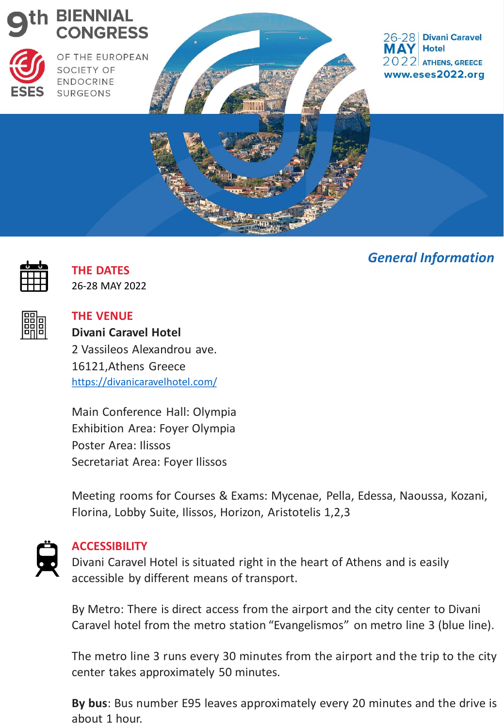# 9th BIENNIAL CONGRESS

OF THE EUROPEAN SOCIETY OF ENDOCRINE SURGEONS

ESES

26-28 MAY 2022

Divani Caravel Hotel

ATHENS, GREECE

www.eses2022.org

## *General Information*

### THE DATES

26-28 MAY 2022

### THE VENUE

**Divani Caravel Hotel**
2 Vassileos Alexandrou ave.
16121,Athens Greece
https://divanicaravelhotel.com/

Main Conference Hall: Olympia
Exhibition Area: Foyer Olympia
Poster Area: Ilissos
Secretariat Area: Foyer Ilissos

Meeting rooms for Courses & Exams: Mycenae, Pella, Edessa, Naoussa, Kozani, Florina, Lobby Suite, Ilissos, Horizon, Aristotelis 1,2,3

### ACCESSIBILITY

Divani Caravel Hotel is situated right in the heart of Athens and is easily accessible by different means of transport.

By Metro: There is direct access from the airport and the city center to Divani Caravel hotel from the metro station "Evangelismos" on metro line 3 (blue line).

The metro line 3 runs every 30 minutes from the airport and the trip to the city center takes approximately 50 minutes.

**By bus**: Bus number E95 leaves approximately every 20 minutes and the drive is about 1 hour.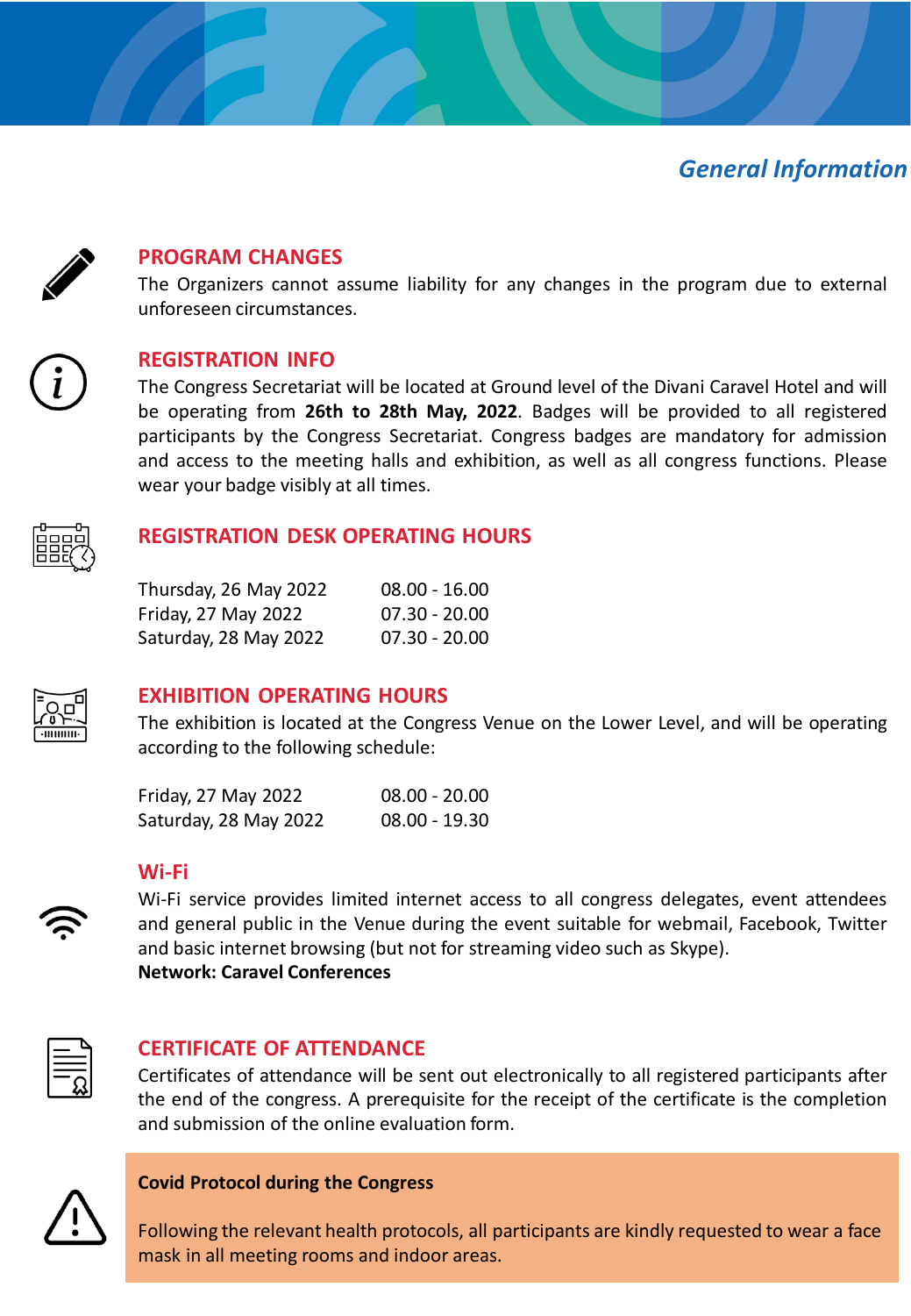# General Information

## PROGRAM CHANGES

The Organizers cannot assume liability for any changes in the program due to external unforeseen circumstances.

## REGISTRATION INFO

The Congress Secretariat will be located at Ground level of the Divani Caravel Hotel and will be operating from **26th to 28th May, 2022**. Badges will be provided to all registered participants by the Congress Secretariat. Congress badges are mandatory for admission and access to the meeting halls and exhibition, as well as all congress functions. Please wear your badge visibly at all times.

## REGISTRATION DESK OPERATING HOURS

| | |
|---|---|
| Thursday, 26 May 2022 | 08.00 - 16.00 |
| Friday, 27 May 2022 | 07.30 - 20.00 |
| Saturday, 28 May 2022 | 07.30 - 20.00 |

## EXHIBITION OPERATING HOURS

The exhibition is located at the Congress Venue on the Lower Level, and will be operating according to the following schedule:

| | |
|---|---|
| Friday, 27 May 2022 | 08.00 - 20.00 |
| Saturday, 28 May 2022 | 08.00 - 19.30 |

## Wi-Fi

Wi-Fi service provides limited internet access to all congress delegates, event attendees and general public in the Venue during the event suitable for webmail, Facebook, Twitter and basic internet browsing (but not for streaming video such as Skype).

**Network: Caravel Conferences**

## CERTIFICATE OF ATTENDANCE

Certificates of attendance will be sent out electronically to all registered participants after the end of the congress. A prerequisite for the receipt of the certificate is the completion and submission of the online evaluation form.

**Covid Protocol during the Congress**

Following the relevant health protocols, all participants are kindly requested to wear a face mask in all meeting rooms and indoor areas.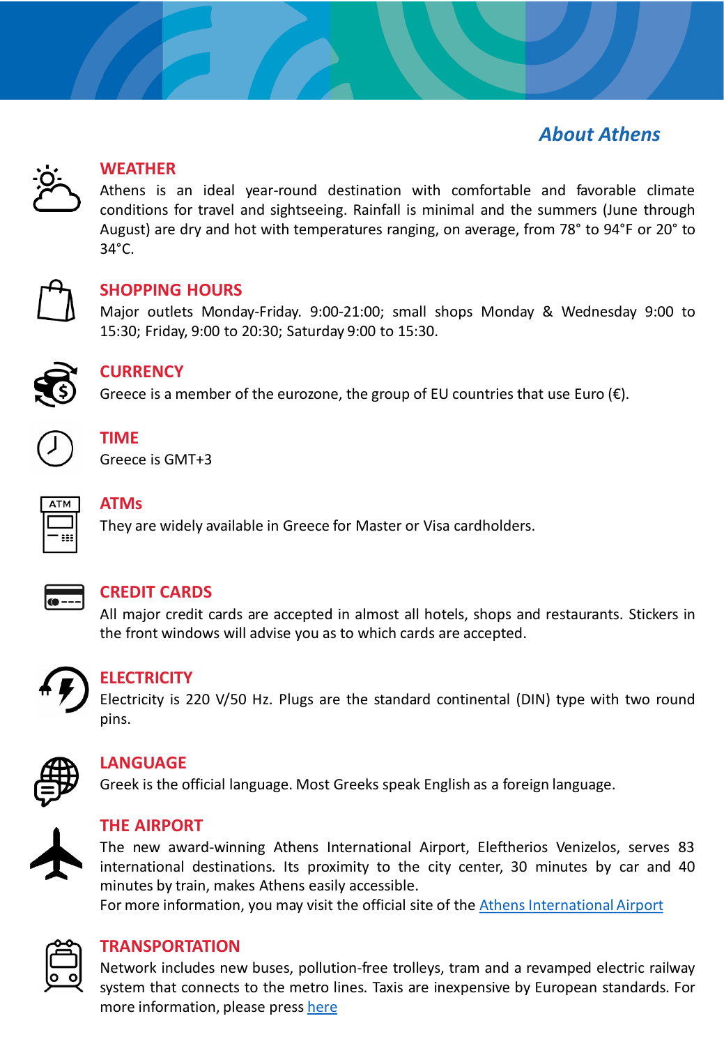# About Athens

## WEATHER

Athens is an ideal year-round destination with comfortable and favorable climate conditions for travel and sightseeing. Rainfall is minimal and the summers (June through August) are dry and hot with temperatures ranging, on average, from 78° to 94°F or 20° to 34°C.

## SHOPPING HOURS

Major outlets Monday-Friday. 9:00-21:00; small shops Monday & Wednesday 9:00 to 15:30; Friday, 9:00 to 20:30; Saturday 9:00 to 15:30.

## CURRENCY

Greece is a member of the eurozone, the group of EU countries that use Euro (€).

## TIME

Greece is GMT+3

## ATMs

They are widely available in Greece for Master or Visa cardholders.

## CREDIT CARDS

All major credit cards are accepted in almost all hotels, shops and restaurants. Stickers in the front windows will advise you as to which cards are accepted.

## ELECTRICITY

Electricity is 220 V/50 Hz. Plugs are the standard continental (DIN) type with two round pins.

## LANGUAGE

Greek is the official language. Most Greeks speak English as a foreign language.

## THE AIRPORT

The new award-winning Athens International Airport, Eleftherios Venizelos, serves 83 international destinations. Its proximity to the city center, 30 minutes by car and 40 minutes by train, makes Athens easily accessible.

For more information, you may visit the official site of the Athens International Airport

## TRANSPORTATION

Network includes new buses, pollution-free trolleys, tram and a revamped electric railway system that connects to the metro lines. Taxis are inexpensive by European standards. For more information, please press here